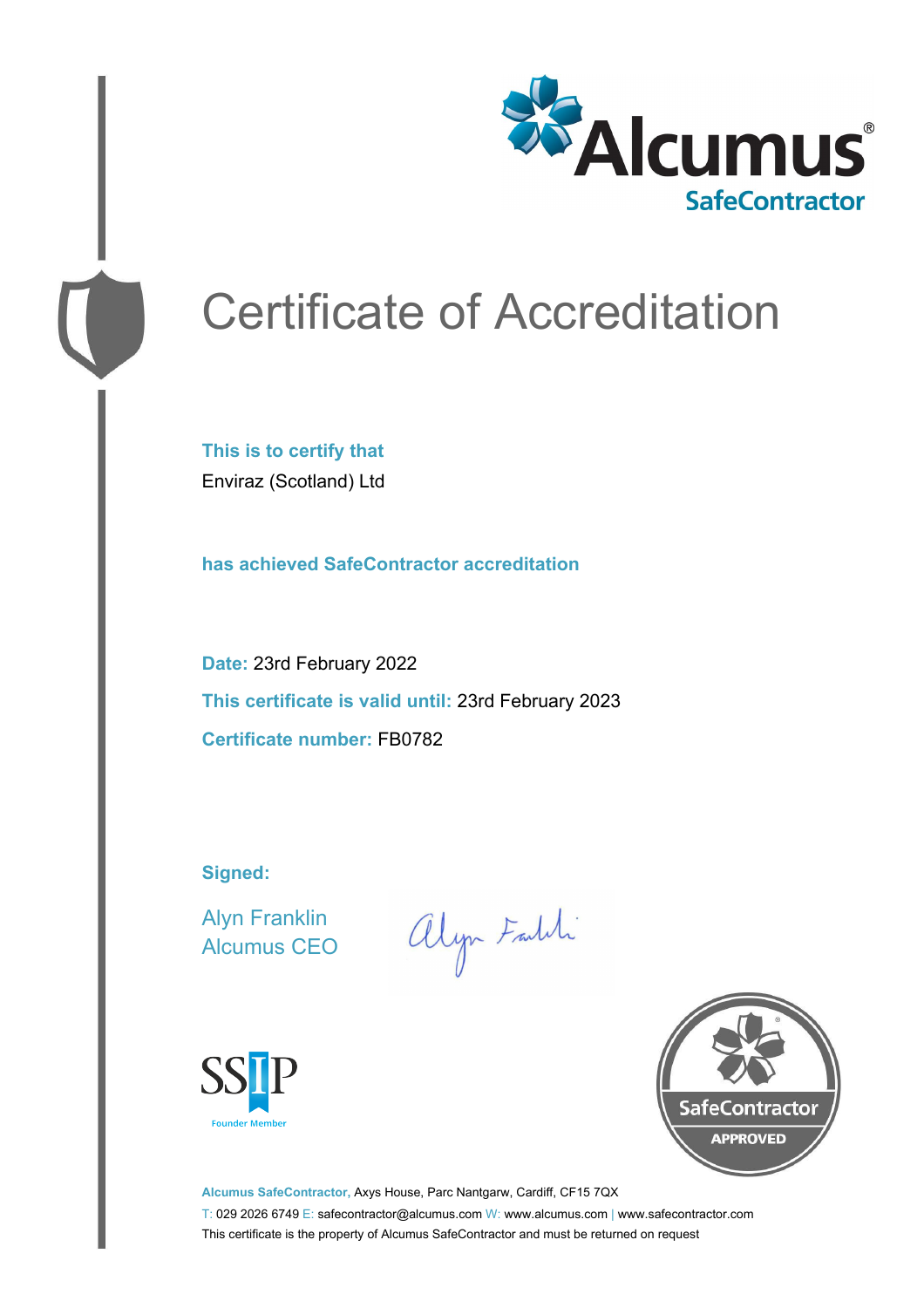Alcumus®
SafeContractor

# Certificate of Accreditation

**This is to certify that**
Enviraz (Scotland) Ltd

**has achieved SafeContractor accreditation**

**Date:** 23rd February 2022

**This certificate is valid until:** 23rd February 2023

**Certificate number:** FB0782

**Signed:**

Alyn Franklin
Alcumus CEO

SSIP
Founder Member

SafeContractor
APPROVED

**Alcumus SafeContractor,** Axys House, Parc Nantgarw, Cardiff, CF15 7QX
T: 029 2026 6749 E: safecontractor@alcumus.com W: www.alcumus.com | www.safecontractor.com
This certificate is the property of Alcumus SafeContractor and must be returned on request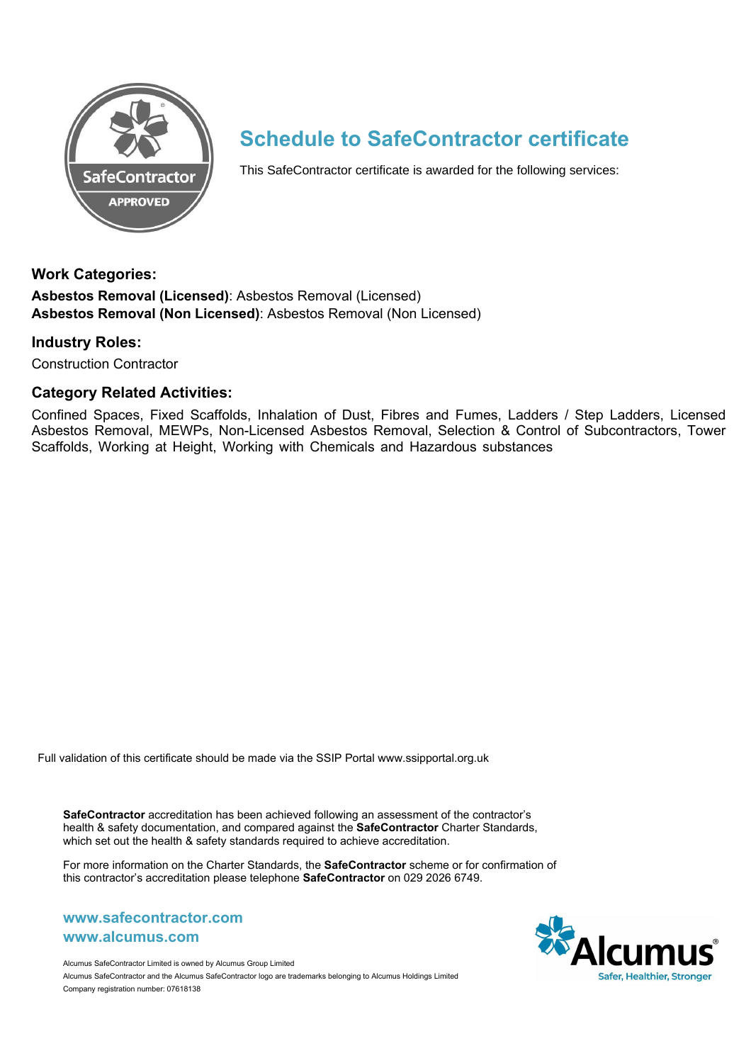# Schedule to SafeContractor certificate

This SafeContractor certificate is awarded for the following services:

## Work Categories:

**Asbestos Removal (Licensed)**: Asbestos Removal (Licensed)
**Asbestos Removal (Non Licensed)**: Asbestos Removal (Non Licensed)

## Industry Roles:

Construction Contractor

## Category Related Activities:

Confined Spaces, Fixed Scaffolds, Inhalation of Dust, Fibres and Fumes, Ladders / Step Ladders, Licensed Asbestos Removal, MEWPs, Non-Licensed Asbestos Removal, Selection & Control of Subcontractors, Tower Scaffolds, Working at Height, Working with Chemicals and Hazardous substances

Full validation of this certificate should be made via the SSIP Portal www.ssipportal.org.uk

**SafeContractor** accreditation has been achieved following an assessment of the contractor's health & safety documentation, and compared against the **SafeContractor** Charter Standards, which set out the health & safety standards required to achieve accreditation.

For more information on the Charter Standards, the **SafeContractor** scheme or for confirmation of this contractor's accreditation please telephone **SafeContractor** on 029 2026 6749.

**www.safecontractor.com**
**www.alcumus.com**

Alcumus SafeContractor Limited is owned by Alcumus Group Limited
Alcumus SafeContractor and the Alcumus SafeContractor logo are trademarks belonging to Alcumus Holdings Limited
Company registration number: 07618138

Alcumus®
Safer, Healthier, Stronger